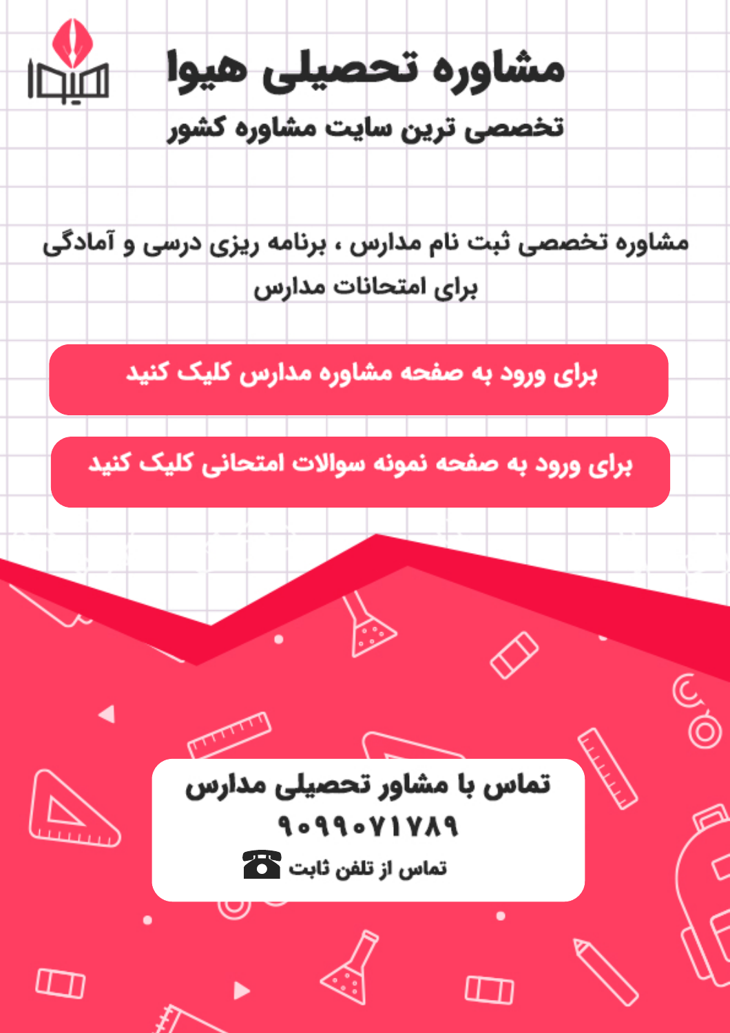# مشاوره تحصیلی هیوا

## تخصصی ترین سایت مشاوره کشور

مشاوره تخصصی ثبت نام مدارس ، برنامه ریزی درسی و آمادگی برای امتحانات مدارس

**برای ورود به صفحه مشاوره مدارس کلیک کنید**

**برای ورود به صفحه نمونه سوالات امتحانی کلیک کنید**

**تماس با مشاور تحصیلی مدارس**

**۹۰۹۹۰۷۱۷۸۹**

تماس از تلفن ثابت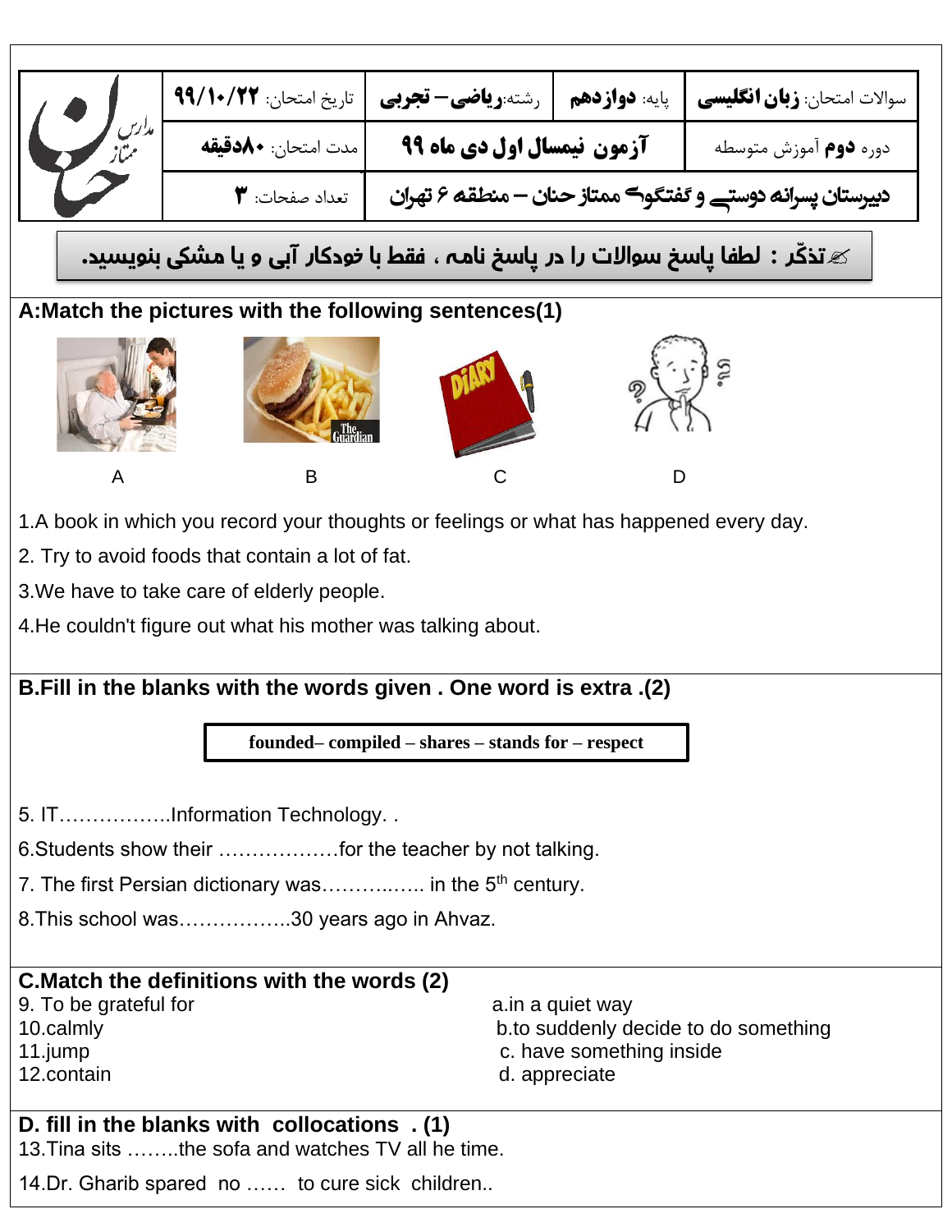| سوالات امتحان: **زبان انگلیسی** | پایه: **دوازدهم** | رشته: **ریاضی – تجربی** | تاریخ امتحان: **۹۹/۱۰/۲۲** | مدارس ممتاز حنان |
| --- | --- | --- | --- | --- |
| دوره **دوم** آموزش متوسطه | **آزمون نیمسال اول دی ماه ۹۹** | | مدت امتحان: **۸۰دقیقه** | |
| **دبیرستان پسرانه دوستی و گفتگوی ممتاز حنان – منطقه ۶ تهران** | | | تعداد صفحات: **۳** | |

**✍تذکّر : لطفا پاسخ سوالات را در پاسخ نامه ، فقط با خودکار آبی و یا مشکی بنویسید.**

**A:Match the pictures with the following sentences(1)**

A B C D

1.A book in which you record your thoughts or feelings or what has happened every day.

2. Try to avoid foods that contain a lot of fat.

3.We have to take care of elderly people.

4.He couldn't figure out what his mother was talking about.

**B.Fill in the blanks with the words given . One word is extra .(2)**

| **founded– compiled – shares – stands for – respect** |
| --- |

5. IT……………..Information Technology. .

6.Students show their ………………for the teacher by not talking.

7. The first Persian dictionary was…………..….. in the 5th century.

8.This school was……………..30 years ago in Ahvaz.

**C.Match the definitions with the words (2)**

9. To be grateful for
10.calmly
11.jump
12.contain

a.in a quiet way
b.to suddenly decide to do something
c. have something inside
d. appreciate

**D. fill in the blanks with collocations . (1)**

13.Tina sits ……..the sofa and watches TV all he time.

14.Dr. Gharib spared no …… to cure sick children..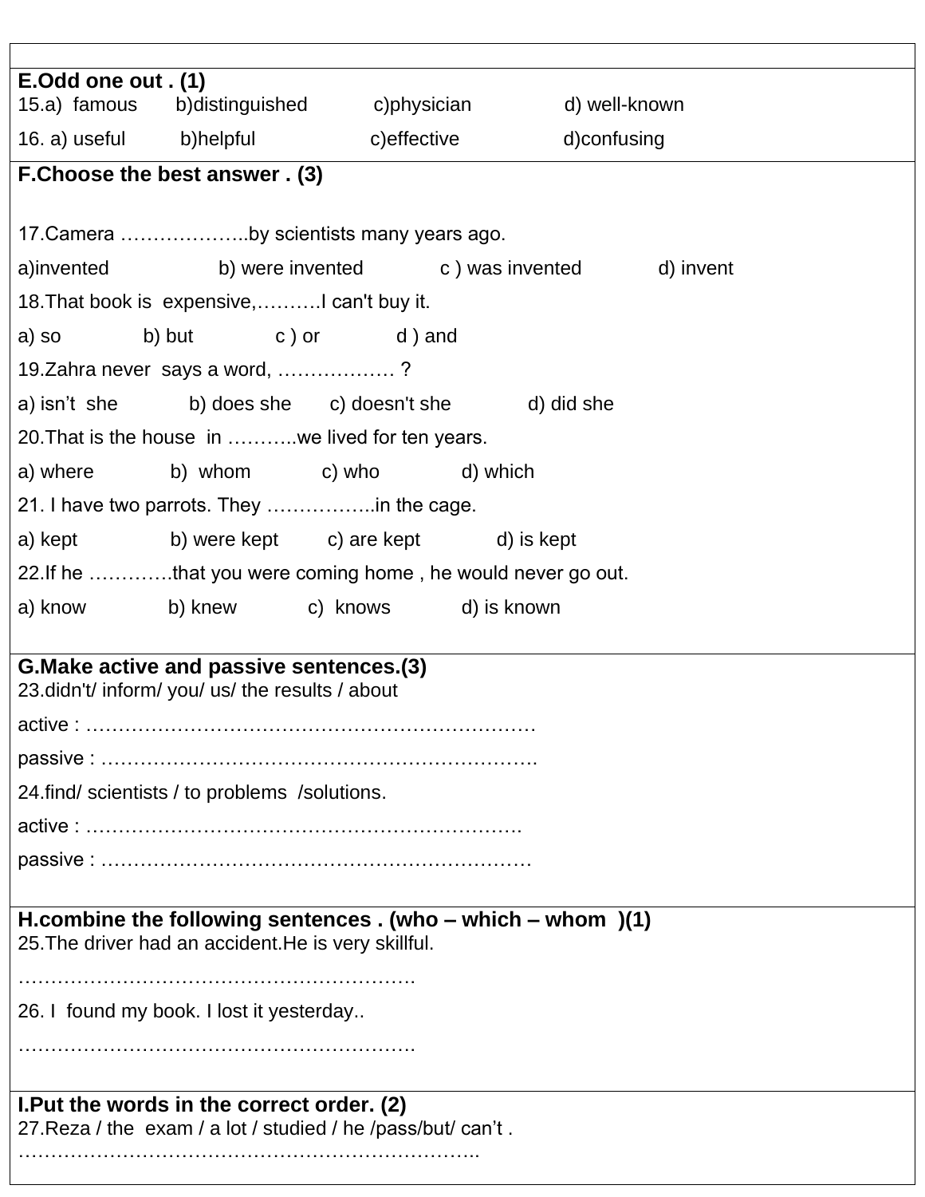**E.Odd one out . (1)**

15.a) famous b)distinguished c)physician d) well-known

16. a) useful b)helpful c)effective d)confusing

**F.Choose the best answer . (3)**

17.Camera ………………..by scientists many years ago.

a)invented b) were invented c ) was invented d) invent

18.That book is expensive,……….I can't buy it.

a) so b) but c ) or d ) and

19.Zahra never says a word, ……………… ?

a) isn't she b) does she c) doesn't she d) did she

20.That is the house in ………..we lived for ten years.

a) where b) whom c) who d) which

21. I have two parrots. They ……………..in the cage.

a) kept b) were kept c) are kept d) is kept

22.If he …………that you were coming home , he would never go out.

a) know b) knew c) knows d) is known

**G.Make active and passive sentences.(3)**

23.didn't/ inform/ you/ us/ the results / about

active : ……………………………………………………………

passive : ………………………………………………………….

24.find/ scientists / to problems /solutions.

active : ………………………………………………………….

passive : …………………………………………………………

**H.combine the following sentences . (who – which – whom )(1)**

25.The driver had an accident.He is very skillful.

…………………………………………………….

26. I found my book. I lost it yesterday..

…………………………………………………….

**I.Put the words in the correct order. (2)**

27.Reza / the exam / a lot / studied / he /pass/but/ can't .

……………………………………………………………..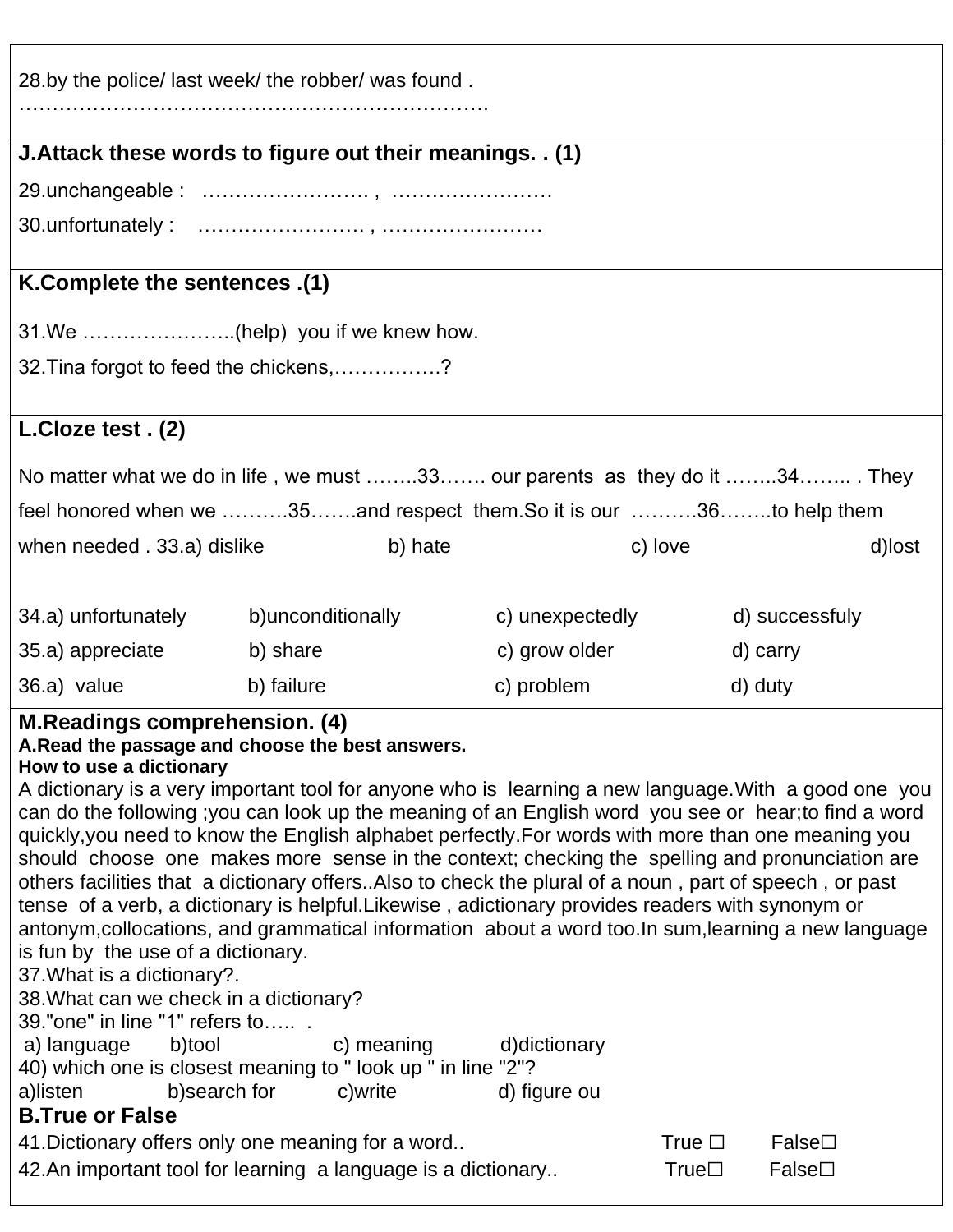28.by the police/ last week/ the robber/ was found .
…………………………………………………………….

**J.Attack these words to figure out their meanings. . (1)**

29.unchangeable : ……………………. , ……………………

30.unfortunately : ……………………. , ……………………

**K.Complete the sentences .(1)**

31.We …………………..(help) you if we knew how.

32.Tina forgot to feed the chickens,…………….?

**L.Cloze test . (2)**

No matter what we do in life , we must ……..33……. our parents as they do it ……..34…….. . They feel honored when we ……….35…….and respect them.So it is our ……….36……..to help them when needed . 33.a) dislike b) hate c) love d)lost

34.a) unfortunately b)unconditionally c) unexpectedly d) successfuly

35.a) appreciate b) share c) grow older d) carry

36.a) value b) failure c) problem d) duty

**M.Readings comprehension. (4)**

**A.Read the passage and choose the best answers.**

**How to use a dictionary**

A dictionary is a very important tool for anyone who is learning a new language.With a good one you can do the following ;you can look up the meaning of an English word you see or hear;to find a word quickly,you need to know the English alphabet perfectly.For words with more than one meaning you should choose one makes more sense in the context; checking the spelling and pronunciation are others facilities that a dictionary offers..Also to check the plural of a noun , part of speech , or past tense of a verb, a dictionary is helpful.Likewise , adictionary provides readers with synonym or antonym,collocations, and grammatical information about a word too.In sum,learning a new language is fun by the use of a dictionary.

37.What is a dictionary?.

38.What can we check in a dictionary?

39."one" in line "1" refers to….. .
a) language b)tool c) meaning d)dictionary

40) which one is closest meaning to " look up " in line "2"?
a)listen b)search for c)write d) figure ou

**B.True or False**

41.Dictionary offers only one meaning for a word.. True ☐ False☐

42.An important tool for learning a language is a dictionary.. True☐ False☐